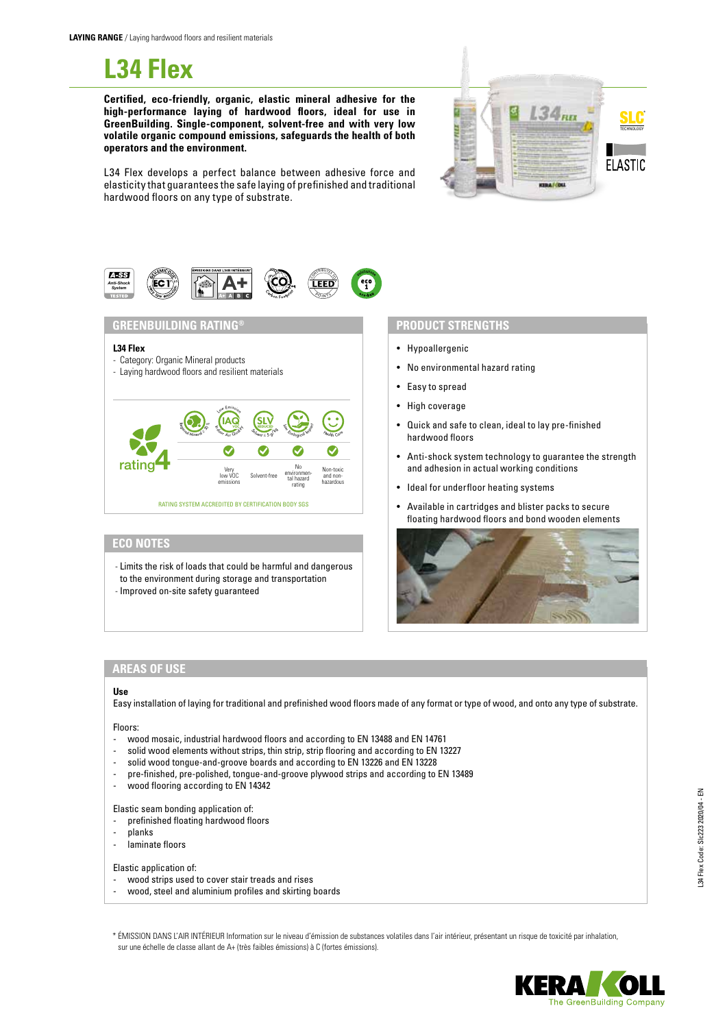**LAYING RANGE** / Laying hardwood floors and resilient materials

# L34 Flex

**Certified, eco-friendly, organic, elastic mineral adhesive for the high-performance laying of hardwood floors, ideal for use in GreenBuilding. Single-component, solvent-free and with very low volatile organic compound emissions, safeguards the health of both operators and the environment.**

L34 Flex develops a perfect balance between adhesive force and elasticity that guarantees the safe laying of prefinished and traditional hardwood floors on any type of substrate.

## GREENBUILDING RATING®

**L34 Flex**
- Category: Organic Mineral products
- Laying hardwood floors and resilient materials

rating 4

| Very low VOC emissions | Solvent-free | No environmental hazard rating | Non-toxic and non-hazardous |
|---|---|---|---|
| ✓ | ✓ | ✓ | ✓ |

RATING SYSTEM ACCREDITED BY CERTIFICATION BODY SGS

## ECO NOTES

- Limits the risk of loads that could be harmful and dangerous to the environment during storage and transportation
- Improved on-site safety guaranteed

## PRODUCT STRENGTHS

- Hypoallergenic
- No environmental hazard rating
- Easy to spread
- High coverage
- Quick and safe to clean, ideal to lay pre-finished hardwood floors
- Anti-shock system technology to guarantee the strength and adhesion in actual working conditions
- Ideal for underfloor heating systems
- Available in cartridges and blister packs to secure floating hardwood floors and bond wooden elements

## AREAS OF USE

**Use**
Easy installation of laying for traditional and prefinished wood floors made of any format or type of wood, and onto any type of substrate.

Floors:
- wood mosaic, industrial hardwood floors and according to EN 13488 and EN 14761
- solid wood elements without strips, thin strip, strip flooring and according to EN 13227
- solid wood tongue-and-groove boards and according to EN 13226 and EN 13228
- pre-finished, pre-polished, tongue-and-groove plywood strips and according to EN 13489
- wood flooring according to EN 14342

Elastic seam bonding application of:
- prefinished floating hardwood floors
- planks
- laminate floors

Elastic application of:
- wood strips used to cover stair treads and rises
- wood, steel and aluminium profiles and skirting boards

* ÉMISSION DANS L'AIR INTÉRIEUR Information sur le niveau d'émission de substances volatiles dans l'air intérieur, présentant un risque de toxicité par inhalation, sur une échelle de classe allant de A+ (très faibles émissions) à C (fortes émissions).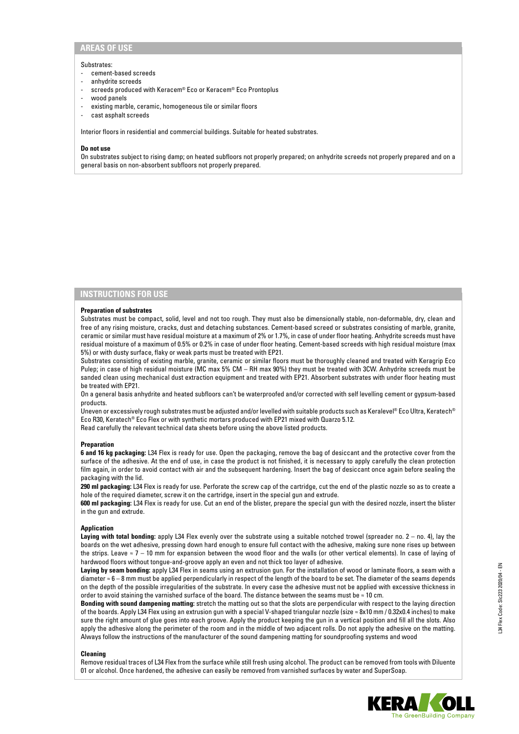## AREAS OF USE

Substrates:

- cement-based screeds
- anhydrite screeds
- screeds produced with Keracem® Eco or Keracem® Eco Prontoplus
- wood panels
- existing marble, ceramic, homogeneous tile or similar floors
- cast asphalt screeds

Interior floors in residential and commercial buildings. Suitable for heated substrates.

**Do not use**

On substrates subject to rising damp; on heated subfloors not properly prepared; on anhydrite screeds not properly prepared and on a general basis on non-absorbent subfloors not properly prepared.

## INSTRUCTIONS FOR USE

**Preparation of substrates**

Substrates must be compact, solid, level and not too rough. They must also be dimensionally stable, non-deformable, dry, clean and free of any rising moisture, cracks, dust and detaching substances. Cement-based screed or substrates consisting of marble, granite, ceramic or similar must have residual moisture at a maximum of 2% or 1.7%, in case of under floor heating. Anhydrite screeds must have residual moisture of a maximum of 0.5% or 0.2% in case of under floor heating. Cement-based screeds with high residual moisture (max 5%) or with dusty surface, flaky or weak parts must be treated with EP21.

Substrates consisting of existing marble, granite, ceramic or similar floors must be thoroughly cleaned and treated with Keragrip Eco Pulep; in case of high residual moisture (MC max 5% CM – RH max 90%) they must be treated with 3CW. Anhydrite screeds must be sanded clean using mechanical dust extraction equipment and treated with EP21. Absorbent substrates with under floor heating must be treated with EP21.

On a general basis anhydrite and heated subfloors can't be waterproofed and/or corrected with self levelling cement or gypsum-based products.

Uneven or excessively rough substrates must be adjusted and/or levelled with suitable products such as Keralevel® Eco Ultra, Keratech® Eco R30, Keratech® Eco Flex or with synthetic mortars produced with EP21 mixed with Quarzo 5.12.

Read carefully the relevant technical data sheets before using the above listed products.

**Preparation**

**6 and 16 kg packaging:** L34 Flex is ready for use. Open the packaging, remove the bag of desiccant and the protective cover from the surface of the adhesive. At the end of use, in case the product is not finished, it is necessary to apply carefully the clean protection film again, in order to avoid contact with air and the subsequent hardening. Insert the bag of desiccant once again before sealing the packaging with the lid.

**290 ml packaging:** L34 Flex is ready for use. Perforate the screw cap of the cartridge, cut the end of the plastic nozzle so as to create a hole of the required diameter, screw it on the cartridge, insert in the special gun and extrude.

**600 ml packaging:** L34 Flex is ready for use. Cut an end of the blister, prepare the special gun with the desired nozzle, insert the blister in the gun and extrude.

**Application**

**Laying with total bonding:** apply L34 Flex evenly over the substrate using a suitable notched trowel (spreader no. 2 – no. 4), lay the boards on the wet adhesive, pressing down hard enough to ensure full contact with the adhesive, making sure none rises up between the strips. Leave ≈ 7 – 10 mm for expansion between the wood floor and the walls (or other vertical elements). In case of laying of hardwood floors without tongue-and-groove apply an even and not thick too layer of adhesive.

**Laying by seam bonding:** apply L34 Flex in seams using an extrusion gun. For the installation of wood or laminate floors, a seam with a diameter ≈ 6 – 8 mm must be applied perpendicularly in respect of the length of the board to be set. The diameter of the seams depends on the depth of the possible irregularities of the substrate. In every case the adhesive must not be applied with excessive thickness in order to avoid staining the varnished surface of the board. The distance between the seams must be ≈ 10 cm.

**Bonding with sound dampening matting:** stretch the matting out so that the slots are perpendicular with respect to the laying direction of the boards. Apply L34 Flex using an extrusion gun with a special V-shaped triangular nozzle (size ≈ 8x10 mm / 0.32x0.4 inches) to make sure the right amount of glue goes into each groove. Apply the product keeping the gun in a vertical position and fill all the slots. Also apply the adhesive along the perimeter of the room and in the middle of two adjacent rolls. Do not apply the adhesive on the matting. Always follow the instructions of the manufacturer of the sound dampening matting for soundproofing systems and wood

**Cleaning**

Remove residual traces of L34 Flex from the surface while still fresh using alcohol. The product can be removed from tools with Diluente 01 or alcohol. Once hardened, the adhesive can easily be removed from varnished surfaces by water and SuperSoap.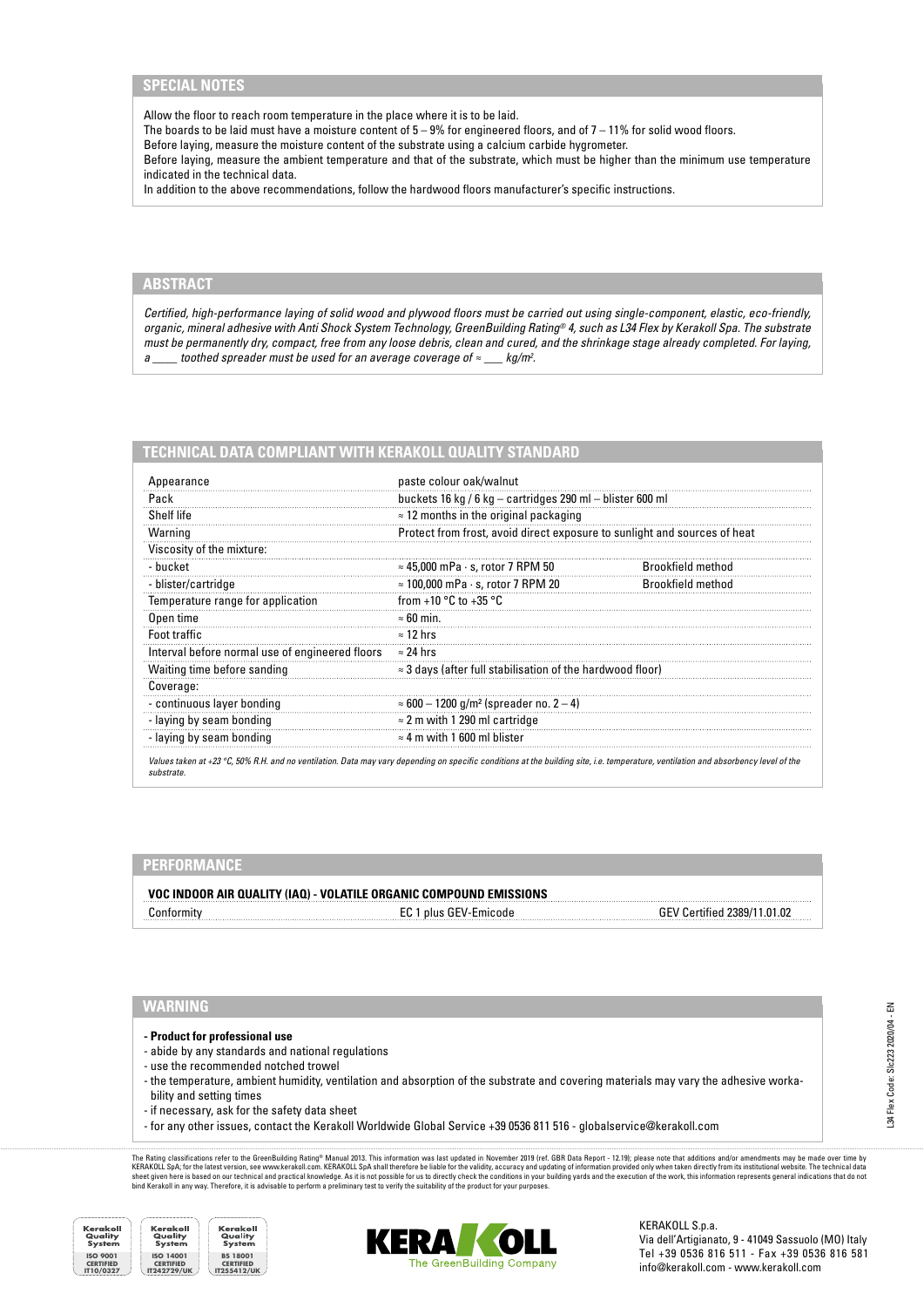## SPECIAL NOTES

Allow the floor to reach room temperature in the place where it is to be laid.
The boards to be laid must have a moisture content of 5 – 9% for engineered floors, and of 7 – 11% for solid wood floors.
Before laying, measure the moisture content of the substrate using a calcium carbide hygrometer.
Before laying, measure the ambient temperature and that of the substrate, which must be higher than the minimum use temperature indicated in the technical data.
In addition to the above recommendations, follow the hardwood floors manufacturer's specific instructions.

## ABSTRACT

*Certified, high-performance laying of solid wood and plywood floors must be carried out using single-component, elastic, eco-friendly, organic, mineral adhesive with Anti Shock System Technology, GreenBuilding Rating® 4, such as L34 Flex by Kerakoll Spa. The substrate must be permanently dry, compact, free from any loose debris, clean and cured, and the shrinkage stage already completed. For laying, a \_\_\_\_ toothed spreader must be used for an average coverage of ≈ \_\_\_ kg/m².*

## TECHNICAL DATA COMPLIANT WITH KERAKOLL QUALITY STANDARD

| | | |
|---|---|---|
| Appearance | paste colour oak/walnut | |
| Pack | buckets 16 kg / 6 kg – cartridges 290 ml – blister 600 ml | |
| Shelf life | ≈ 12 months in the original packaging | |
| Warning | Protect from frost, avoid direct exposure to sunlight and sources of heat | |
| Viscosity of the mixture: | | |
| - bucket | ≈ 45,000 mPa · s, rotor 7 RPM 50 | Brookfield method |
| - blister/cartridge | ≈ 100,000 mPa · s, rotor 7 RPM 20 | Brookfield method |
| Temperature range for application | from +10 °C to +35 °C | |
| Open time | ≈ 60 min. | |
| Foot traffic | ≈ 12 hrs | |
| Interval before normal use of engineered floors | ≈ 24 hrs | |
| Waiting time before sanding | ≈ 3 days (after full stabilisation of the hardwood floor) | |
| Coverage: | | |
| - continuous layer bonding | ≈ 600 – 1200 g/m² (spreader no. 2 – 4) | |
| - laying by seam bonding | ≈ 2 m with 1 290 ml cartridge | |
| - laying by seam bonding | ≈ 4 m with 1 600 ml blister | |

*Values taken at +23 °C, 50% R.H. and no ventilation. Data may vary depending on specific conditions at the building site, i.e. temperature, ventilation and absorbency level of the substrate.*

## PERFORMANCE

| VOC INDOOR AIR QUALITY (IAQ) - VOLATILE ORGANIC COMPOUND EMISSIONS | | |
|---|---|---|
| Conformity | EC 1 plus GEV-Emicode | GEV Certified 2389/11.01.02 |

## WARNING

- **Product for professional use**
- abide by any standards and national regulations
- use the recommended notched trowel
- the temperature, ambient humidity, ventilation and absorption of the substrate and covering materials may vary the adhesive workability and setting times
- if necessary, ask for the safety data sheet
- for any other issues, contact the Kerakoll Worldwide Global Service +39 0536 811 516 - globalservice@kerakoll.com

The Rating classifications refer to the GreenBuilding Rating® Manual 2013. This information was last updated in November 2019 (ref. GBR Data Report - 12.19); please note that additions and/or amendments may be made over time by KERAKOLL SpA; for the latest version, see www.kerakoll.com. KERAKOLL SpA shall therefore be liable for the validity, accuracy and updating of information provided only when taken directly from its institutional website. The technical data sheet given here is based on our technical and practical knowledge. As it is not possible for us to directly check the conditions in your building yards and the execution of the work, this information represents general indications that do not bind Kerakoll in any way. Therefore, it is advisable to perform a preliminary test to verify the suitability of the product for your purposes.

L34 Flex Code: SIc223 2020/04 - EN

Kerakoll Quality System ISO 9001 CERTIFIED IT10/0327
Kerakoll Quality System ISO 14001 CERTIFIED IT242729/UK
Kerakoll Quality System BS 18001 CERTIFIED IT255412/UK

KERAKOLL The GreenBuilding Company

KERAKOLL S.p.a.
Via dell'Artigianato, 9 - 41049 Sassuolo (MO) Italy
Tel +39 0536 816 511 - Fax +39 0536 816 581
info@kerakoll.com - www.kerakoll.com